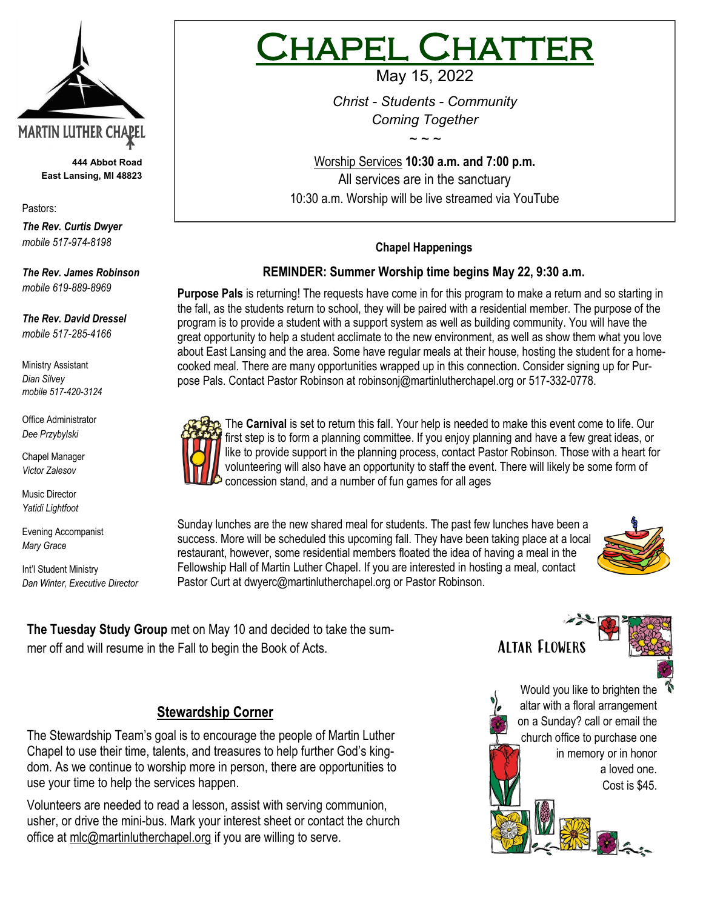# Chapel Chatter

May 15, 2022

*Christ - Students - Community*
*Coming Together*

~ ~ ~

Worship Services **10:30 a.m. and 7:00 p.m.**
All services are in the sanctuary
10:30 a.m. Worship will be live streamed via YouTube

MARTIN LUTHER CHAPEL

**444 Abbot Road**
**East Lansing, MI 48823**

Pastors:

***The Rev. Curtis Dwyer***
*mobile 517-974-8198*

***The Rev. James Robinson***
*mobile 619-889-8969*

***The Rev. David Dressel***
*mobile 517-285-4166*

Ministry Assistant
*Dian Silvey*
*mobile 517-420-3124*

Office Administrator
*Dee Przybylski*

Chapel Manager
*Victor Zalesov*

Music Director
*Yatidi Lightfoot*

Evening Accompanist
*Mary Grace*

Int'l Student Ministry
*Dan Winter, Executive Director*

**Chapel Happenings**

**REMINDER: Summer Worship time begins May 22, 9:30 a.m.**

**Purpose Pals** is returning! The requests have come in for this program to make a return and so starting in the fall, as the students return to school, they will be paired with a residential member. The purpose of the program is to provide a student with a support system as well as building community. You will have the great opportunity to help a student acclimate to the new environment, as well as show them what you love about East Lansing and the area. Some have regular meals at their house, hosting the student for a home-cooked meal. There are many opportunities wrapped up in this connection. Consider signing up for Purpose Pals. Contact Pastor Robinson at robinsonj@martinlutherchapel.org or 517-332-0778.

The **Carnival** is set to return this fall. Your help is needed to make this event come to life. Our first step is to form a planning committee. If you enjoy planning and have a few great ideas, or like to provide support in the planning process, contact Pastor Robinson. Those with a heart for volunteering will also have an opportunity to staff the event. There will likely be some form of concession stand, and a number of fun games for all ages

Sunday lunches are the new shared meal for students. The past few lunches have been a success. More will be scheduled this upcoming fall. They have been taking place at a local restaurant, however, some residential members floated the idea of having a meal in the Fellowship Hall of Martin Luther Chapel. If you are interested in hosting a meal, contact Pastor Curt at dwyerc@martinlutherchapel.org or Pastor Robinson.

**The Tuesday Study Group** met on May 10 and decided to take the summer off and will resume in the Fall to begin the Book of Acts.

## Stewardship Corner

The Stewardship Team's goal is to encourage the people of Martin Luther Chapel to use their time, talents, and treasures to help further God's kingdom. As we continue to worship more in person, there are opportunities to use your time to help the services happen.

Volunteers are needed to read a lesson, assist with serving communion, usher, or drive the mini-bus. Mark your interest sheet or contact the church office at mlc@martinlutherchapel.org if you are willing to serve.

## Altar Flowers

Would you like to brighten the altar with a floral arrangement on a Sunday? call or email the church office to purchase one in memory or in honor a loved one. Cost is $45.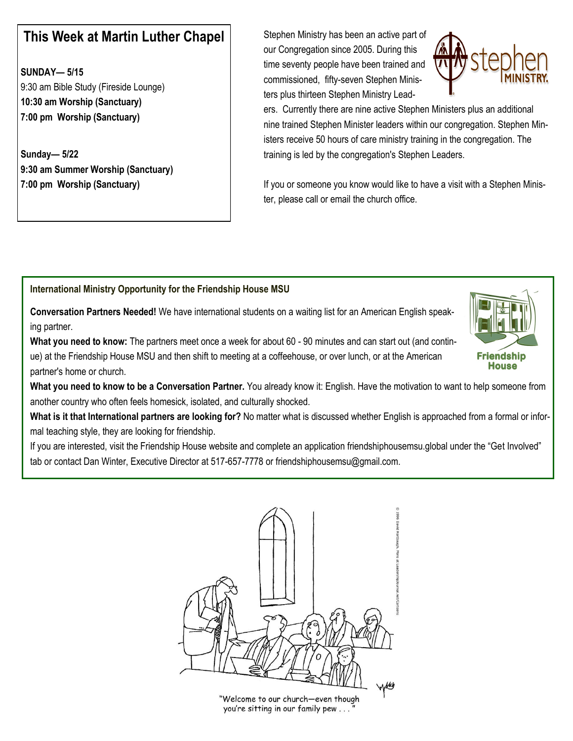## This Week at Martin Luther Chapel

**SUNDAY— 5/15**
9:30 am Bible Study (Fireside Lounge)
**10:30 am Worship (Sanctuary)**
**7:00 pm Worship (Sanctuary)**

**Sunday— 5/22**
**9:30 am Summer Worship (Sanctuary)**
**7:00 pm Worship (Sanctuary)**

Stephen Ministry has been an active part of our Congregation since 2005. During this time seventy people have been trained and commissioned, fifty-seven Stephen Ministers plus thirteen Stephen Ministry Leaders. Currently there are nine active Stephen Ministers plus an additional nine trained Stephen Minister leaders within our congregation. Stephen Ministers receive 50 hours of care ministry training in the congregation. The training is led by the congregation's Stephen Leaders.

If you or someone you know would like to have a visit with a Stephen Minister, please call or email the church office.

**International Ministry Opportunity for the Friendship House MSU**

**Conversation Partners Needed!** We have international students on a waiting list for an American English speaking partner.

**What you need to know:** The partners meet once a week for about 60 - 90 minutes and can start out (and continue) at the Friendship House MSU and then shift to meeting at a coffeehouse, or over lunch, or at the American partner's home or church.

**What you need to know to be a Conversation Partner.** You already know it: English. Have the motivation to want to help someone from another country who often feels homesick, isolated, and culturally shocked.

**What is it that International partners are looking for?** No matter what is discussed whether English is approached from a formal or informal teaching style, they are looking for friendship.

If you are interested, visit the Friendship House website and complete an application friendshiphousemsu.global under the "Get Involved" tab or contact Dan Winter, Executive Director at 517-657-7778 or friendshiphousemsu@gmail.com.

"Welcome to our church—even though you're sitting in our family pew . . ."